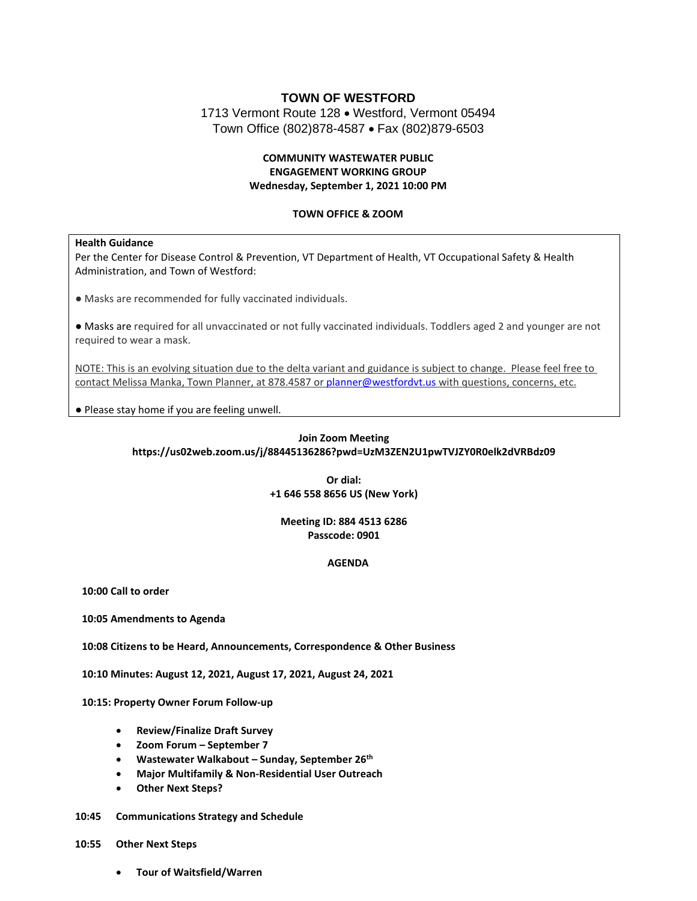# TOWN OF WESTFORD

1713 Vermont Route 128 • Westford, Vermont 05494
Town Office (802)878-4587 • Fax (802)879-6503

**COMMUNITY WASTEWATER PUBLIC ENGAGEMENT WORKING GROUP**
**Wednesday, September 1, 2021 10:00 PM**

**TOWN OFFICE & ZOOM**

**Health Guidance**
Per the Center for Disease Control & Prevention, VT Department of Health, VT Occupational Safety & Health Administration, and Town of Westford:

● Masks are recommended for fully vaccinated individuals.

● Masks are required for all unvaccinated or not fully vaccinated individuals. Toddlers aged 2 and younger are not required to wear a mask.

NOTE: This is an evolving situation due to the delta variant and guidance is subject to change. Please feel free to contact Melissa Manka, Town Planner, at 878.4587 or planner@westfordvt.us with questions, concerns, etc.

● Please stay home if you are feeling unwell.

**Join Zoom Meeting**
**https://us02web.zoom.us/j/88445136286?pwd=UzM3ZEN2U1pwTVJZY0R0elk2dVRBdz09**

**Or dial:**
**+1 646 558 8656 US (New York)**

**Meeting ID: 884 4513 6286**
**Passcode: 0901**

**AGENDA**

**10:00 Call to order**

**10:05 Amendments to Agenda**

**10:08 Citizens to be Heard, Announcements, Correspondence & Other Business**

**10:10 Minutes: August 12, 2021, August 17, 2021, August 24, 2021**

**10:15: Property Owner Forum Follow-up**

- **Review/Finalize Draft Survey**
- **Zoom Forum – September 7**
- **Wastewater Walkabout – Sunday, September 26th**
- **Major Multifamily & Non-Residential User Outreach**
- **Other Next Steps?**

**10:45 Communications Strategy and Schedule**

**10:55 Other Next Steps**

- **Tour of Waitsfield/Warren**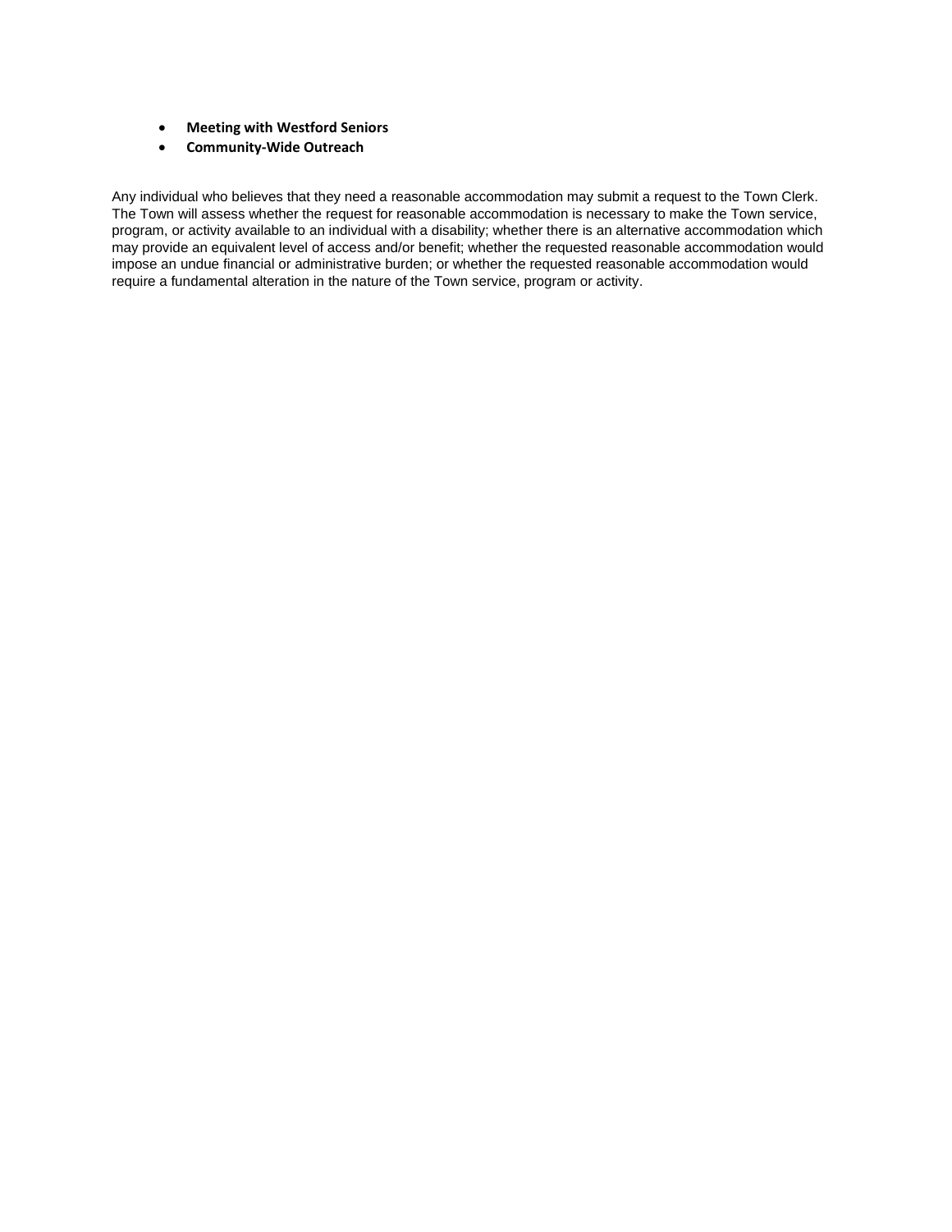- **Meeting with Westford Seniors**
- **Community-Wide Outreach**

Any individual who believes that they need a reasonable accommodation may submit a request to the Town Clerk. The Town will assess whether the request for reasonable accommodation is necessary to make the Town service, program, or activity available to an individual with a disability; whether there is an alternative accommodation which may provide an equivalent level of access and/or benefit; whether the requested reasonable accommodation would impose an undue financial or administrative burden; or whether the requested reasonable accommodation would require a fundamental alteration in the nature of the Town service, program or activity.